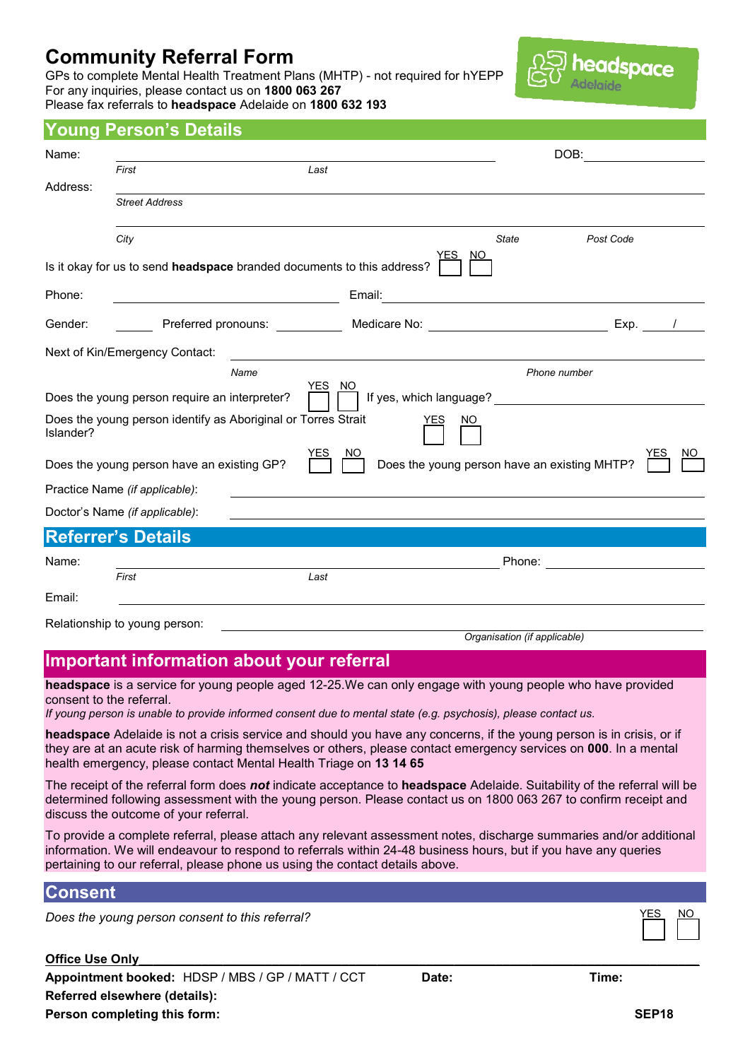# Community Referral Form

GPs to complete Mental Health Treatment Plans (MHTP) - not required for hYEPP
For any inquiries, please contact us on **1800 063 267**
Please fax referrals to **headspace** Adelaide on **1800 632 193**

headspace Adelaide

## Young Person's Details

Name: ______________________________ DOB: __________
*First* *Last*

Address: ____________________________________________
*Street Address*

____________________________________________
*City* *State* *Post Code*

Is it okay for us to send **headspace** branded documents to this address? YES ☐ NO ☐

Phone: ____________________ Email: ____________________

Gender: ______ Preferred pronouns: ________ Medicare No: ______________ Exp. ____ / ____

Next of Kin/Emergency Contact: ____________________________________________
*Name* *Phone number*

Does the young person require an interpreter? YES ☐ NO ☐ If yes, which language? ______________

Does the young person identify as Aboriginal or Torres Strait Islander? YES ☐ NO ☐

Does the young person have an existing GP? YES ☐ NO ☐ Does the young person have an existing MHTP? YES ☐ NO ☐

Practice Name *(if applicable)*: ______________________________

Doctor's Name *(if applicable)*: ______________________________

## Referrer's Details

Name: ______________________________ Phone: ______________
*First* *Last*

Email: ____________________________________________

Relationship to young person: ______________________________
*Organisation (if applicable)*

## Important information about your referral

**headspace** is a service for young people aged 12-25.We can only engage with young people who have provided consent to the referral.
*If young person is unable to provide informed consent due to mental state (e.g. psychosis), please contact us.*

**headspace** Adelaide is not a crisis service and should you have any concerns, if the young person is in crisis, or if they are at an acute risk of harming themselves or others, please contact emergency services on **000**. In a mental health emergency, please contact Mental Health Triage on **13 14 65**

The receipt of the referral form does ***not*** indicate acceptance to **headspace** Adelaide. Suitability of the referral will be determined following assessment with the young person. Please contact us on 1800 063 267 to confirm receipt and discuss the outcome of your referral.

To provide a complete referral, please attach any relevant assessment notes, discharge summaries and/or additional information. We will endeavour to respond to referrals within 24-48 business hours, but if you have any queries pertaining to our referral, please phone us using the contact details above.

## Consent

*Does the young person consent to this referral?* YES ☐ NO ☐

**Office Use Only**

**Appointment booked:** HDSP / MBS / GP / MATT / CCT **Date:** **Time:**

**Referred elsewhere (details):**

**Person completing this form:** **SEP18**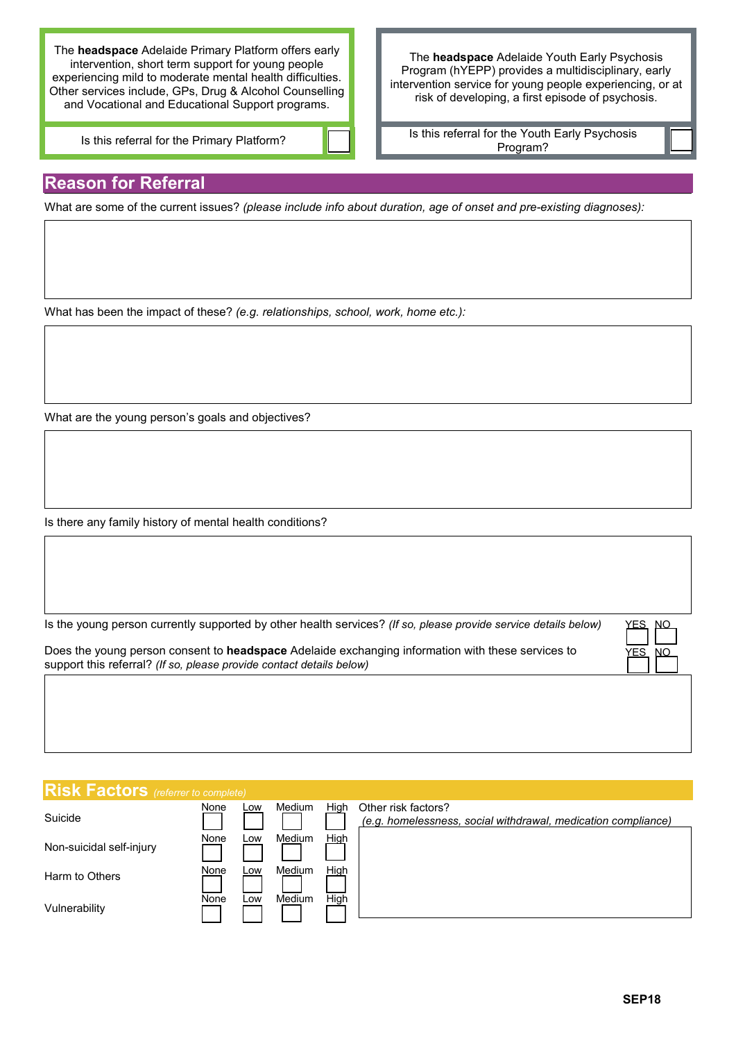The **headspace** Adelaide Primary Platform offers early intervention, short term support for young people experiencing mild to moderate mental health difficulties. Other services include, GPs, Drug & Alcohol Counselling and Vocational and Educational Support programs.

Is this referral for the Primary Platform? ☐

The **headspace** Adelaide Youth Early Psychosis Program (hYEPP) provides a multidisciplinary, early intervention service for young people experiencing, or at risk of developing, a first episode of psychosis.

Is this referral for the Youth Early Psychosis Program? ☐

## Reason for Referral

What are some of the current issues? *(please include info about duration, age of onset and pre-existing diagnoses):*

What has been the impact of these? *(e.g. relationships, school, work, home etc.):*

What are the young person's goals and objectives?

Is there any family history of mental health conditions?

Is the young person currently supported by other health services? *(If so, please provide service details below)* YES ☐ NO ☐

Does the young person consent to **headspace** Adelaide exchanging information with these services to support this referral? *(If so, please provide contact details below)* YES ☐ NO ☐

## Risk Factors *(referrer to complete)*

| | None | Low | Medium | High |
|---|---|---|---|---|
| Suicide | ☐ | ☐ | ☐ | ☐ |
| Non-suicidal self-injury | ☐ | ☐ | ☐ | ☐ |
| Harm to Others | ☐ | ☐ | ☐ | ☐ |
| Vulnerability | ☐ | ☐ | ☐ | ☐ |

Other risk factors?
*(e.g. homelessness, social withdrawal, medication compliance)*

SEP18